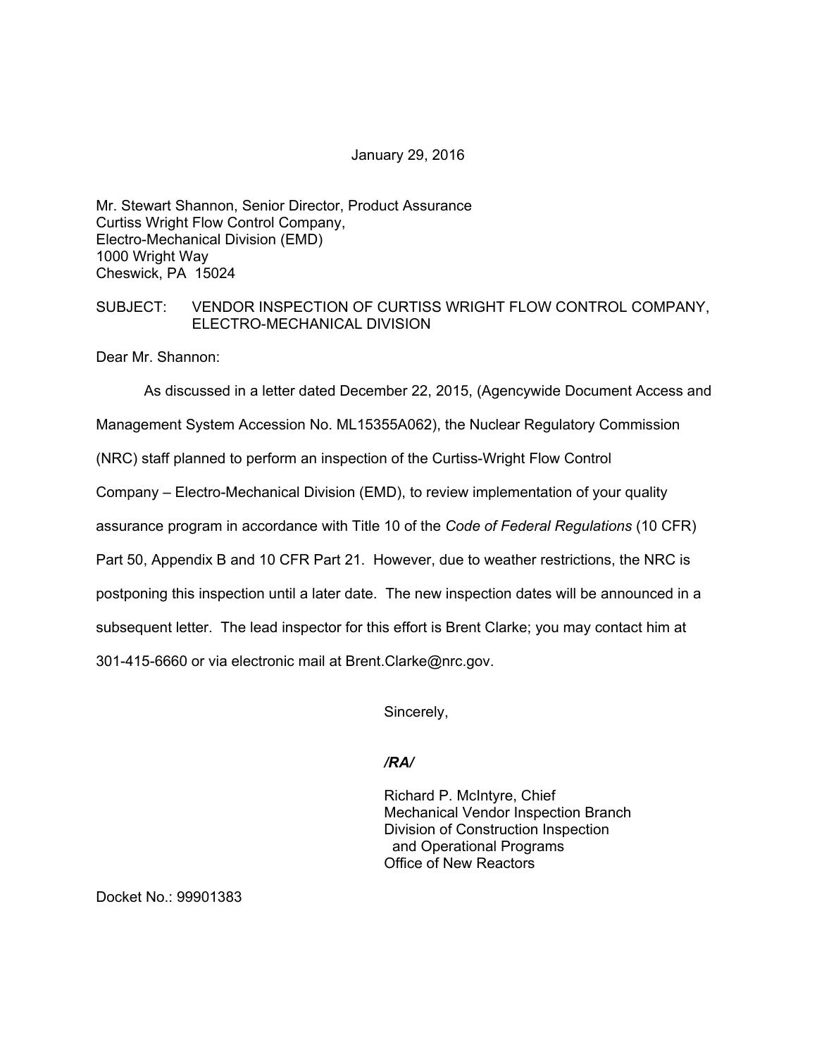January 29, 2016

Mr. Stewart Shannon, Senior Director, Product Assurance
Curtiss Wright Flow Control Company,
Electro-Mechanical Division (EMD)
1000 Wright Way
Cheswick, PA 15024

SUBJECT: VENDOR INSPECTION OF CURTISS WRIGHT FLOW CONTROL COMPANY, ELECTRO-MECHANICAL DIVISION

Dear Mr. Shannon:

As discussed in a letter dated December 22, 2015, (Agencywide Document Access and Management System Accession No. ML15355A062), the Nuclear Regulatory Commission (NRC) staff planned to perform an inspection of the Curtiss-Wright Flow Control Company – Electro-Mechanical Division (EMD), to review implementation of your quality assurance program in accordance with Title 10 of the *Code of Federal Regulations* (10 CFR) Part 50, Appendix B and 10 CFR Part 21. However, due to weather restrictions, the NRC is postponing this inspection until a later date. The new inspection dates will be announced in a subsequent letter. The lead inspector for this effort is Brent Clarke; you may contact him at 301-415-6660 or via electronic mail at Brent.Clarke@nrc.gov.

Sincerely,

*/RA/*

Richard P. McIntyre, Chief
Mechanical Vendor Inspection Branch
Division of Construction Inspection
and Operational Programs
Office of New Reactors

Docket No.: 99901383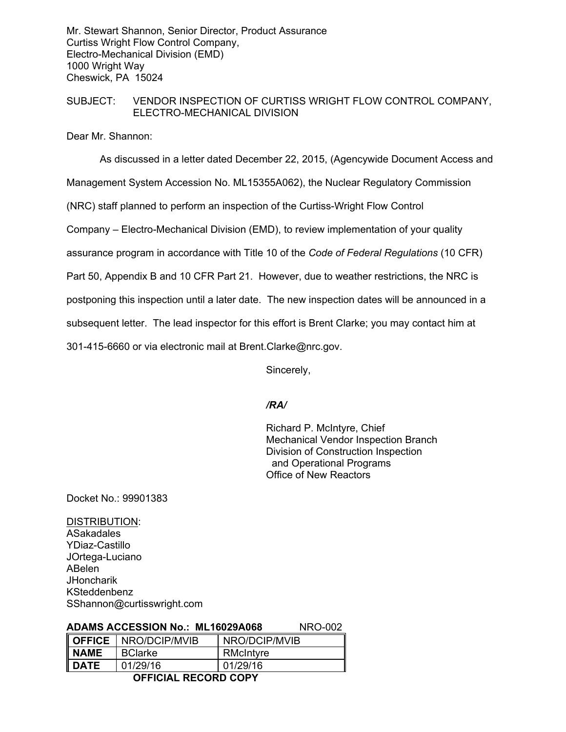Mr. Stewart Shannon, Senior Director, Product Assurance
Curtiss Wright Flow Control Company,
Electro-Mechanical Division (EMD)
1000 Wright Way
Cheswick, PA 15024

SUBJECT: VENDOR INSPECTION OF CURTISS WRIGHT FLOW CONTROL COMPANY, ELECTRO-MECHANICAL DIVISION

Dear Mr. Shannon:

As discussed in a letter dated December 22, 2015, (Agencywide Document Access and Management System Accession No. ML15355A062), the Nuclear Regulatory Commission (NRC) staff planned to perform an inspection of the Curtiss-Wright Flow Control Company – Electro-Mechanical Division (EMD), to review implementation of your quality assurance program in accordance with Title 10 of the *Code of Federal Regulations* (10 CFR) Part 50, Appendix B and 10 CFR Part 21. However, due to weather restrictions, the NRC is postponing this inspection until a later date. The new inspection dates will be announced in a subsequent letter. The lead inspector for this effort is Brent Clarke; you may contact him at 301-415-6660 or via electronic mail at Brent.Clarke@nrc.gov.

Sincerely,

*/RA/*

Richard P. McIntyre, Chief
Mechanical Vendor Inspection Branch
Division of Construction Inspection and Operational Programs
Office of New Reactors

Docket No.: 99901383

DISTRIBUTION:
ASakadales
YDiaz-Castillo
JOrtega-Luciano
ABelen
JHoncharik
KSteddenbenz
SShannon@curtisswright.com

**ADAMS ACCESSION No.: ML16029A068** NRO-002

| | | |
|---|---|---|
| **OFFICE** | NRO/DCIP/MVIB | NRO/DCIP/MVIB |
| **NAME** | BClarke | RMcIntyre |
| **DATE** | 01/29/16 | 01/29/16 |

**OFFICIAL RECORD COPY**